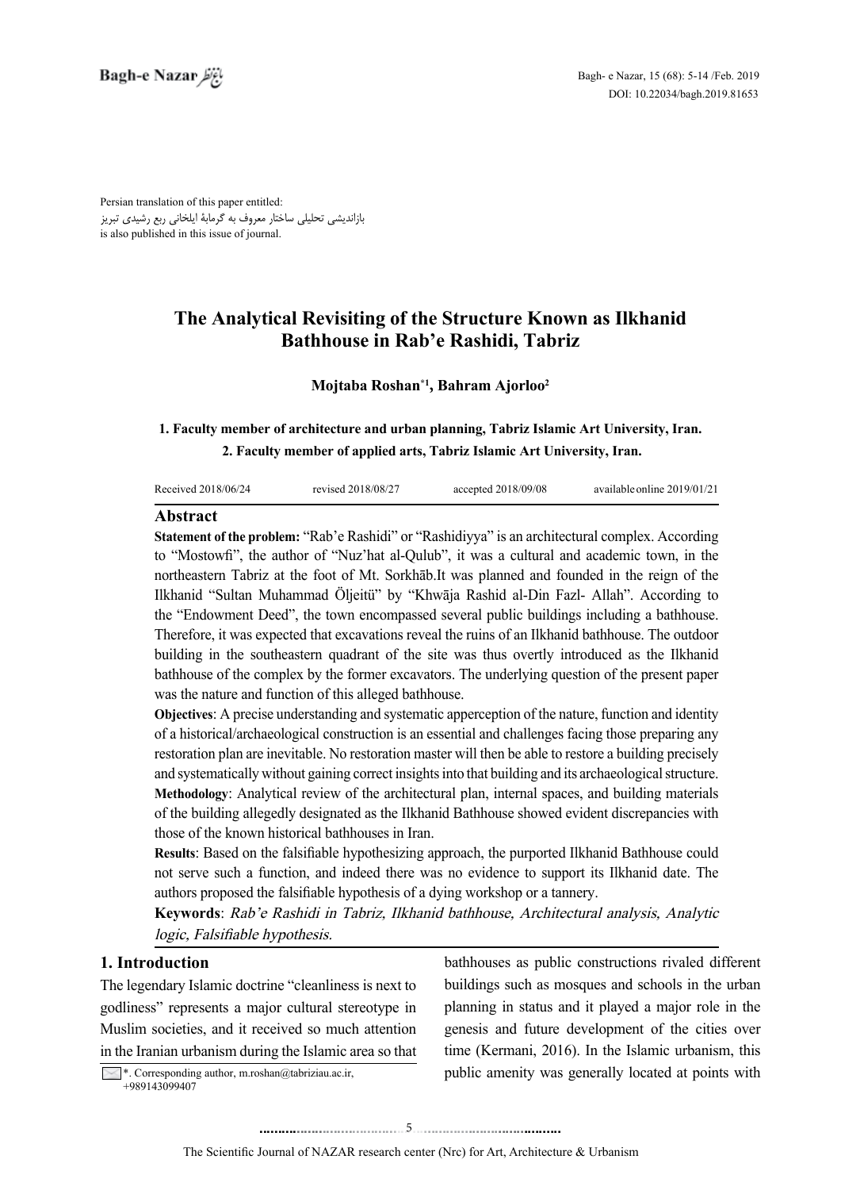Persian translation of this paper entitled:
بازاندیشی تحلیلی ساختار معروف به گرمابۀ ایلخانی ربع رشیدی تبریز
is also published in this issue of journal.

# The Analytical Revisiting of the Structure Known as Ilkhanid Bathhouse in Rab'e Rashidi, Tabriz

**Mojtaba Roshan*[1], Bahram Ajorloo[2]**

**1. Faculty member of architecture and urban planning, Tabriz Islamic Art University, Iran.**
**2. Faculty member of applied arts, Tabriz Islamic Art University, Iran.**

Received 2018/06/24 revised 2018/08/27 accepted 2018/09/08 available online 2019/01/21

## Abstract

**Statement of the problem:** "Rab'e Rashidi" or "Rashidiyya" is an architectural complex. According to "Mostowfi", the author of "Nuz'hat al-Qulub", it was a cultural and academic town, in the northeastern Tabriz at the foot of Mt. Sorkhāb.It was planned and founded in the reign of the Ilkhanid "Sultan Muhammad Öljeitü" by "Khwāja Rashid al-Din Fazl- Allah". According to the "Endowment Deed", the town encompassed several public buildings including a bathhouse. Therefore, it was expected that excavations reveal the ruins of an Ilkhanid bathhouse. The outdoor building in the southeastern quadrant of the site was thus overtly introduced as the Ilkhanid bathhouse of the complex by the former excavators. The underlying question of the present paper was the nature and function of this alleged bathhouse.

**Objectives**: A precise understanding and systematic apperception of the nature, function and identity of a historical/archaeological construction is an essential and challenges facing those preparing any restoration plan are inevitable. No restoration master will then be able to restore a building precisely and systematically without gaining correct insights into that building and its archaeological structure.

**Methodology**: Analytical review of the architectural plan, internal spaces, and building materials of the building allegedly designated as the Ilkhanid Bathhouse showed evident discrepancies with those of the known historical bathhouses in Iran.

**Results**: Based on the falsifiable hypothesizing approach, the purported Ilkhanid Bathhouse could not serve such a function, and indeed there was no evidence to support its Ilkhanid date. The authors proposed the falsifiable hypothesis of a dying workshop or a tannery.

**Keywords**: *Rab'e Rashidi in Tabriz, Ilkhanid bathhouse, Architectural analysis, Analytic logic, Falsifiable hypothesis.*

## 1. Introduction

The legendary Islamic doctrine "cleanliness is next to godliness" represents a major cultural stereotype in Muslim societies, and it received so much attention in the Iranian urbanism during the Islamic area so that bathhouses as public constructions rivaled different buildings such as mosques and schools in the urban planning in status and it played a major role in the genesis and future development of the cities over time (Kermani, 2016). In the Islamic urbanism, this public amenity was generally located at points with

*. Corresponding author, m.roshan@tabriziau.ac.ir, +989143099407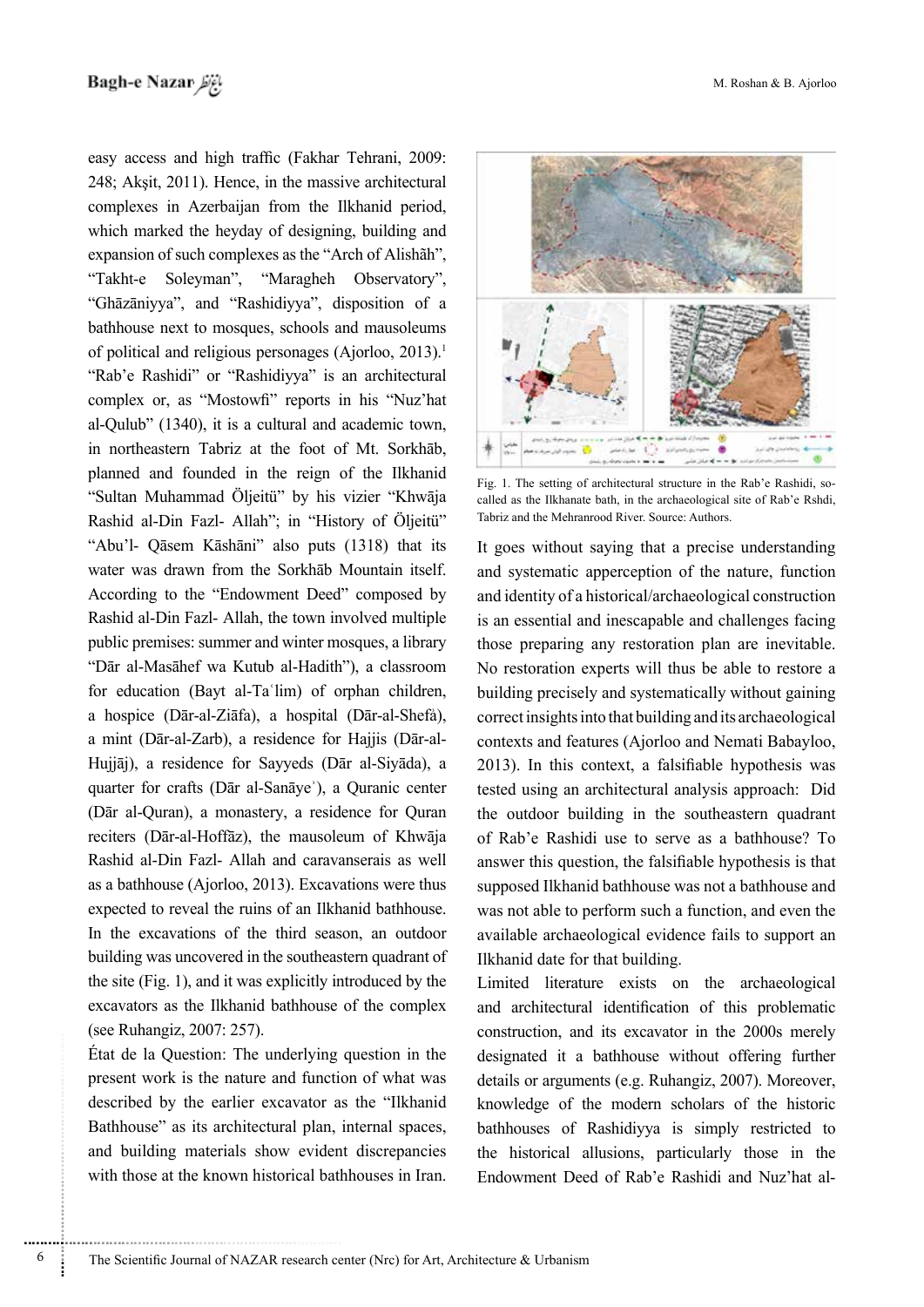easy access and high traffic (Fakhar Tehrani, 2009: 248; Akşit, 2011). Hence, in the massive architectural complexes in Azerbaijan from the Ilkhanid period, which marked the heyday of designing, building and expansion of such complexes as the "Arch of Alishāh", "Takht-e Soleyman", "Maragheh Observatory", "Ghāzāniyya", and "Rashidiyya", disposition of a bathhouse next to mosques, schools and mausoleums of political and religious personages (Ajorloo, 2013).[1]

"Rab'e Rashidi" or "Rashidiyya" is an architectural complex or, as "Mostowfi" reports in his "Nuz'hat al-Qulub" (1340), it is a cultural and academic town, in northeastern Tabriz at the foot of Mt. Sorkhāb, planned and founded in the reign of the Ilkhanid "Sultan Muhammad Öljeitü" by his vizier "Khwāja Rashid al-Din Fazl- Allah"; in "History of Öljeitü" "Abu'l- Qāsem Kāshāni" also puts (1318) that its water was drawn from the Sorkhāb Mountain itself. According to the "Endowment Deed" composed by Rashid al-Din Fazl- Allah, the town involved multiple public premises: summer and winter mosques, a library "Dār al-Masāhef wa Kutub al-Hadith"), a classroom for education (Bayt al-Taʿlim) of orphan children, a hospice (Dār-al-Ziāfa), a hospital (Dār-al-Shefà), a mint (Dār-al-Zarb), a residence for Hajjis (Dār-al-Hujjāj), a residence for Sayyeds (Dār al-Siyāda), a quarter for crafts (Dār al-Sanāyeʾ), a Quranic center (Dār al-Quran), a monastery, a residence for Quran reciters (Dār-al-Hoffāz), the mausoleum of Khwāja Rashid al-Din Fazl- Allah and caravanserais as well as a bathhouse (Ajorloo, 2013). Excavations were thus expected to reveal the ruins of an Ilkhanid bathhouse. In the excavations of the third season, an outdoor building was uncovered in the southeastern quadrant of the site (Fig. 1), and it was explicitly introduced by the excavators as the Ilkhanid bathhouse of the complex (see Ruhangiz, 2007: 257).

État de la Question: The underlying question in the present work is the nature and function of what was described by the earlier excavator as the "Ilkhanid Bathhouse" as its architectural plan, internal spaces, and building materials show evident discrepancies with those at the known historical bathhouses in Iran.

Fig. 1. The setting of architectural structure in the Rab'e Rashidi, so-called as the Ilkhanate bath, in the archaeological site of Rab'e Rshdi, Tabriz and the Mehranrood River. Source: Authors.

It goes without saying that a precise understanding and systematic apperception of the nature, function and identity of a historical/archaeological construction is an essential and inescapable and challenges facing those preparing any restoration plan are inevitable. No restoration experts will thus be able to restore a building precisely and systematically without gaining correct insights into that building and its archaeological contexts and features (Ajorloo and Nemati Babayloo, 2013). In this context, a falsifiable hypothesis was tested using an architectural analysis approach: Did the outdoor building in the southeastern quadrant of Rab'e Rashidi use to serve as a bathhouse? To answer this question, the falsifiable hypothesis is that supposed Ilkhanid bathhouse was not a bathhouse and was not able to perform such a function, and even the available archaeological evidence fails to support an Ilkhanid date for that building.

Limited literature exists on the archaeological and architectural identification of this problematic construction, and its excavator in the 2000s merely designated it a bathhouse without offering further details or arguments (e.g. Ruhangiz, 2007). Moreover, knowledge of the modern scholars of the historic bathhouses of Rashidiyya is simply restricted to the historical allusions, particularly those in the Endowment Deed of Rab'e Rashidi and Nuz'hat al-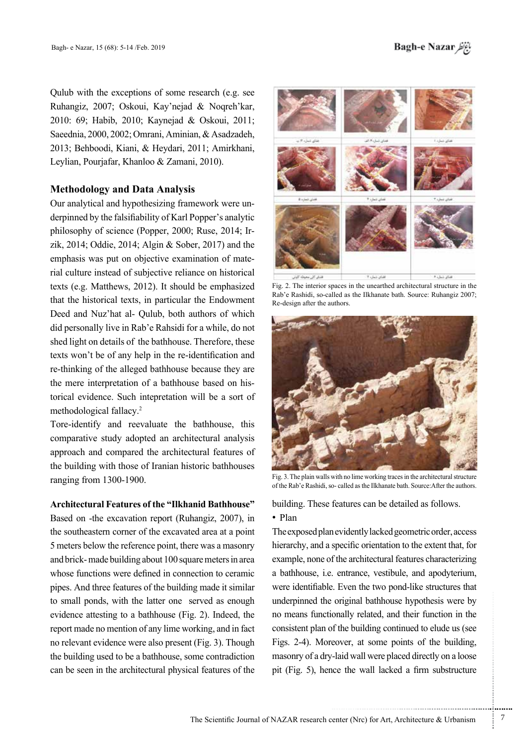Qulub with the exceptions of some research (e.g. see Ruhangiz, 2007; Oskoui, Kay'nejad & Noqreh'kar, 2010: 69; Habib, 2010; Kaynejad & Oskoui, 2011; Saeednia, 2000, 2002; Omrani, Aminian, & Asadzadeh, 2013; Behboodi, Kiani, & Heydari, 2011; Amirkhani, Leylian, Pourjafar, Khanloo & Zamani, 2010).

### Methodology and Data Analysis

Our analytical and hypothesizing framework were underpinned by the falsifiability of Karl Popper's analytic philosophy of science (Popper, 2000; Ruse, 2014; Irzik, 2014; Oddie, 2014; Algin & Sober, 2017) and the emphasis was put on objective examination of material culture instead of subjective reliance on historical texts (e.g. Matthews, 2012). It should be emphasized that the historical texts, in particular the Endowment Deed and Nuz'hat al- Qulub, both authors of which did personally live in Rab'e Rahsidi for a while, do not shed light on details of the bathhouse. Therefore, these texts won't be of any help in the re-identification and re-thinking of the alleged bathhouse because they are the mere interpretation of a bathhouse based on historical evidence. Such intepretation will be a sort of methodological fallacy.[2]

Tore-identify and reevaluate the bathhouse, this comparative study adopted an architectural analysis approach and compared the architectural features of the building with those of Iranian historic bathhouses ranging from 1300-1900.

#### Architectural Features of the "Ilkhanid Bathhouse"

Based on -the excavation report (Ruhangiz, 2007), in the southeastern corner of the excavated area at a point 5 meters below the reference point, there was a masonry and brick- made building about 100 square meters in area whose functions were defined in connection to ceramic pipes. And three features of the building made it similar to small ponds, with the latter one served as enough evidence attesting to a bathhouse (Fig. 2). Indeed, the report made no mention of any lime working, and in fact no relevant evidence were also present (Fig. 3). Though the building used to be a bathhouse, some contradiction can be seen in the architectural physical features of the building. These features can be detailed as follows.

Fig. 2. The interior spaces in the unearthed architectural structure in the Rab'e Rashidi, so-called as the Ilkhanate bath. Source: Ruhangiz 2007; Re-design after the authors.

Fig. 3. The plain walls with no lime working traces in the architectural structure of the Rab'e Rashidi, so- called as the Ilkhanate bath. Source:After the authors.

- Plan

The exposed plan evidently lacked geometric order, access hierarchy, and a specific orientation to the extent that, for example, none of the architectural features characterizing a bathhouse, i.e. entrance, vestibule, and apodyterium, were identifiable. Even the two pond-like structures that underpinned the original bathhouse hypothesis were by no means functionally related, and their function in the consistent plan of the building continued to elude us (see Figs. 2-4). Moreover, at some points of the building, masonry of a dry-laid wall were placed directly on a loose pit (Fig. 5), hence the wall lacked a firm substructure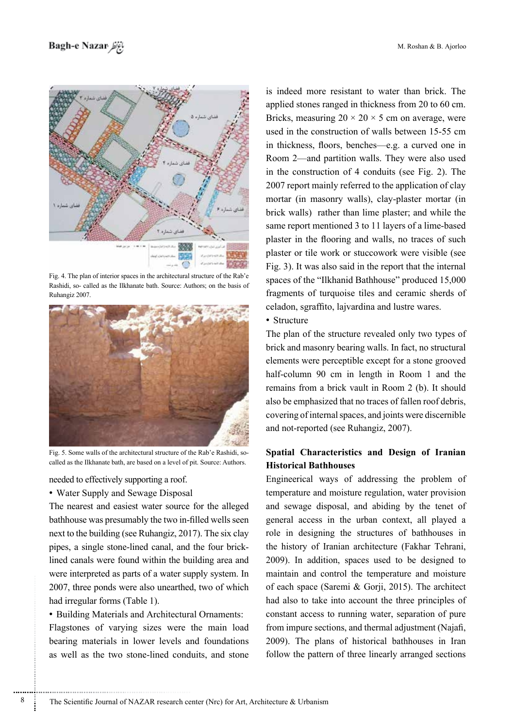Fig. 4. The plan of interior spaces in the architectural structure of the Rab'e Rashidi, so- called as the Ilkhanate bath. Source: Authors; on the basis of Ruhangiz 2007.

Fig. 5. Some walls of the architectural structure of the Rab'e Rashidi, so-called as the Ilkhanate bath, are based on a level of pit. Source: Authors.

needed to effectively supporting a roof.

- Water Supply and Sewage Disposal

The nearest and easiest water source for the alleged bathhouse was presumably the two in-filled wells seen next to the building (see Ruhangiz, 2017). The six clay pipes, a single stone-lined canal, and the four brick-lined canals were found within the building area and were interpreted as parts of a water supply system. In 2007, three ponds were also unearthed, two of which had irregular forms (Table 1).

- Building Materials and Architectural Ornaments:

Flagstones of varying sizes were the main load bearing materials in lower levels and foundations as well as the two stone-lined conduits, and stone is indeed more resistant to water than brick. The applied stones ranged in thickness from 20 to 60 cm. Bricks, measuring $20 \times 20 \times 5$ cm on average, were used in the construction of walls between 15-55 cm in thickness, floors, benches—e.g. a curved one in Room 2—and partition walls. They were also used in the construction of 4 conduits (see Fig. 2). The 2007 report mainly referred to the application of clay mortar (in masonry walls), clay-plaster mortar (in brick walls) rather than lime plaster; and while the same report mentioned 3 to 11 layers of a lime-based plaster in the flooring and walls, no traces of such plaster or tile work or stuccowork were visible (see Fig. 3). It was also said in the report that the internal spaces of the "Ilkhanid Bathhouse" produced 15,000 fragments of turquoise tiles and ceramic sherds of celadon, sgraffito, lajvardina and lustre wares.

- Structure

The plan of the structure revealed only two types of brick and masonry bearing walls. In fact, no structural elements were perceptible except for a stone grooved half-column 90 cm in length in Room 1 and the remains from a brick vault in Room 2 (b). It should also be emphasized that no traces of fallen roof debris, covering of internal spaces, and joints were discernible and not-reported (see Ruhangiz, 2007).

## Spatial Characteristics and Design of Iranian Historical Bathhouses

Engineerical ways of addressing the problem of temperature and moisture regulation, water provision and sewage disposal, and abiding by the tenet of general access in the urban context, all played a role in designing the structures of bathhouses in the history of Iranian architecture (Fakhar Tehrani, 2009). In addition, spaces used to be designed to maintain and control the temperature and moisture of each space (Saremi & Gorji, 2015). The architect had also to take into account the three principles of constant access to running water, separation of pure from impure sections, and thermal adjustment (Najafi, 2009). The plans of historical bathhouses in Iran follow the pattern of three linearly arranged sections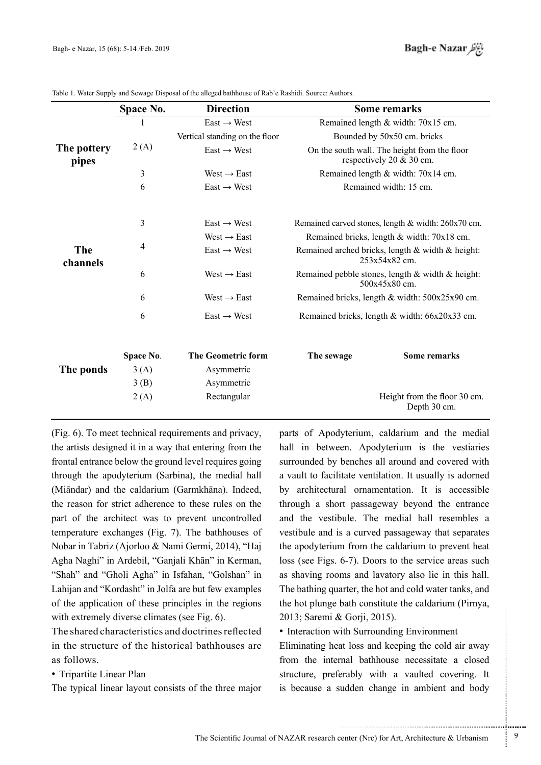Table 1. Water Supply and Sewage Disposal of the alleged bathhouse of Rab'e Rashidi. Source: Authors.

| | Space No. | Direction | Some remarks |
|---|---|---|---|
| The pottery pipes | 1 | East → West | Remained length & width: 70x15 cm. |
| | 2 (A) | Vertical standing on the floor | Bounded by 50x50 cm. bricks |
| | | East → West | On the south wall. The height from the floor respectively 20 & 30 cm. |
| | 3 | West → East | Remained length & width: 70x14 cm. |
| | 6 | East → West | Remained width: 15 cm. |
| The channels | 3 | East → West | Remained carved stones, length & width: 260x70 cm. |
| | 4 | West → East | Remained bricks, length & width: 70x18 cm. |
| | | East → West | Remained arched bricks, length & width & height: 253x54x82 cm. |
| | 6 | West → East | Remained pebble stones, length & width & height: 500x45x80 cm. |
| | 6 | West → East | Remained bricks, length & width: 500x25x90 cm. |
| | 6 | East → West | Remained bricks, length & width: 66x20x33 cm. |

| | Space No. | The Geometric form | The sewage | Some remarks |
|---|---|---|---|---|
| The ponds | 3 (A) | Asymmetric | | |
| | 3 (B) | Asymmetric | | |
| | 2 (A) | Rectangular | | Height from the floor 30 cm. Depth 30 cm. |

(Fig. 6). To meet technical requirements and privacy, the artists designed it in a way that entering from the frontal entrance below the ground level requires going through the apodyterium (Sarbina), the medial hall (Miāndar) and the caldarium (Garmkhāna). Indeed, the reason for strict adherence to these rules on the part of the architect was to prevent uncontrolled temperature exchanges (Fig. 7). The bathhouses of Nobar in Tabriz (Ajorloo & Nami Germi, 2014), "Haj Agha Naghi" in Ardebil, "Ganjali Khān" in Kerman, "Shah" and "Gholi Agha" in Isfahan, "Golshan" in Lahijan and "Kordasht" in Jolfa are but few examples of the application of these principles in the regions with extremely diverse climates (see Fig. 6).

The shared characteristics and doctrines reflected in the structure of the historical bathhouses are as follows.

• Tripartite Linear Plan

The typical linear layout consists of the three major parts of Apodyterium, caldarium and the medial hall in between. Apodyterium is the vestiaries surrounded by benches all around and covered with a vault to facilitate ventilation. It usually is adorned by architectural ornamentation. It is accessible through a short passageway beyond the entrance and the vestibule. The medial hall resembles a vestibule and is a curved passageway that separates the apodyterium from the caldarium to prevent heat loss (see Figs. 6-7). Doors to the service areas such as shaving rooms and lavatory also lie in this hall. The bathing quarter, the hot and cold water tanks, and the hot plunge bath constitute the caldarium (Pirnya, 2013; Saremi & Gorji, 2015).

• Interaction with Surrounding Environment

Eliminating heat loss and keeping the cold air away from the internal bathhouse necessitate a closed structure, preferably with a vaulted covering. It is because a sudden change in ambient and body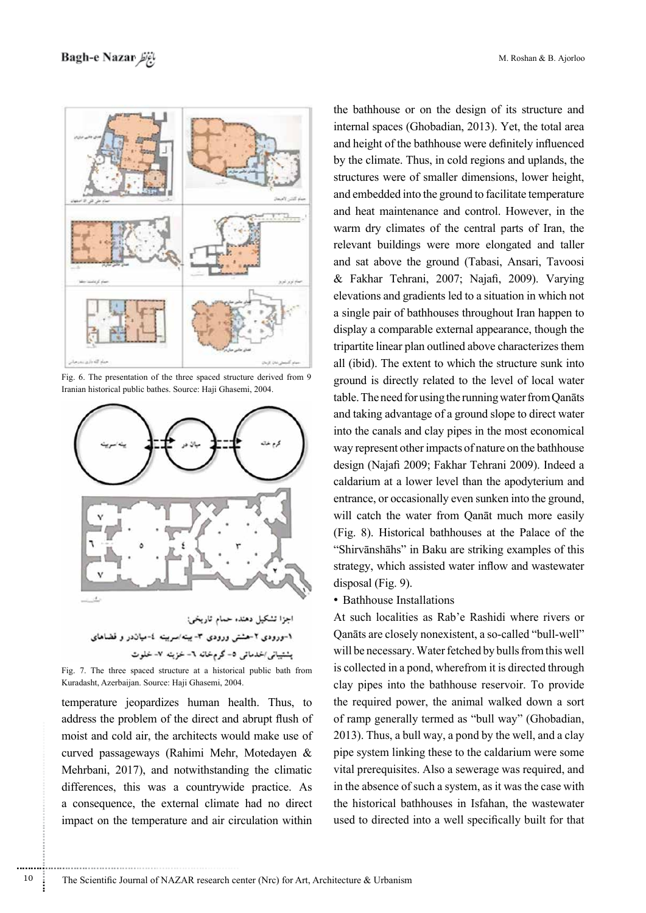Fig. 6. The presentation of the three spaced structure derived from 9 Iranian historical public baths. Source: Haji Ghasemi, 2004.

اجزا تشکیل دهنده حمام تاریخی:
۱-ورودی ۲-هشتی ورودی ۳- بینه/سربینه ٤-میاندر و فضاهای پشتیبانی/خدماتی ٥- گرمخانه ٦- خزینه ٧- خلوت

Fig. 7. The three spaced structure at a historical public bath from Kuradasht, Azerbaijan. Source: Haji Ghasemi, 2004.

temperature jeopardizes human health. Thus, to address the problem of the direct and abrupt flush of moist and cold air, the architects would make use of curved passageways (Rahimi Mehr, Motedayen & Mehrbani, 2017), and notwithstanding the climatic differences, this was a countrywide practice. As a consequence, the external climate had no direct impact on the temperature and air circulation within the bathhouse or on the design of its structure and internal spaces (Ghobadian, 2013). Yet, the total area and height of the bathhouse were definitely influenced by the climate. Thus, in cold regions and uplands, the structures were of smaller dimensions, lower height, and embedded into the ground to facilitate temperature and heat maintenance and control. However, in the warm dry climates of the central parts of Iran, the relevant buildings were more elongated and taller and sat above the ground (Tabasi, Ansari, Tavoosi & Fakhar Tehrani, 2007; Najafi, 2009). Varying elevations and gradients led to a situation in which not a single pair of bathhouses throughout Iran happen to display a comparable external appearance, though the tripartite linear plan outlined above characterizes them all (ibid). The extent to which the structure sunk into ground is directly related to the level of local water table. The need for using the running water from Qanāts and taking advantage of a ground slope to direct water into the canals and clay pipes in the most economical way represent other impacts of nature on the bathhouse design (Najafi 2009; Fakhar Tehrani 2009). Indeed a caldarium at a lower level than the apodyterium and entrance, or occasionally even sunken into the ground, will catch the water from Qanāt much more easily (Fig. 8). Historical bathhouses at the Palace of the "Shirvānshāhs" in Baku are striking examples of this strategy, which assisted water inflow and wastewater disposal (Fig. 9).

• Bathhouse Installations

At such localities as Rab'e Rashidi where rivers or Qanāts are closely nonexistent, a so-called "bull-well" will be necessary. Water fetched by bulls from this well is collected in a pond, wherefrom it is directed through clay pipes into the bathhouse reservoir. To provide the required power, the animal walked down a sort of ramp generally termed as "bull way" (Ghobadian, 2013). Thus, a bull way, a pond by the well, and a clay pipe system linking these to the caldarium were some vital prerequisites. Also a sewerage was required, and in the absence of such a system, as it was the case with the historical bathhouses in Isfahan, the wastewater used to directed into a well specifically built for that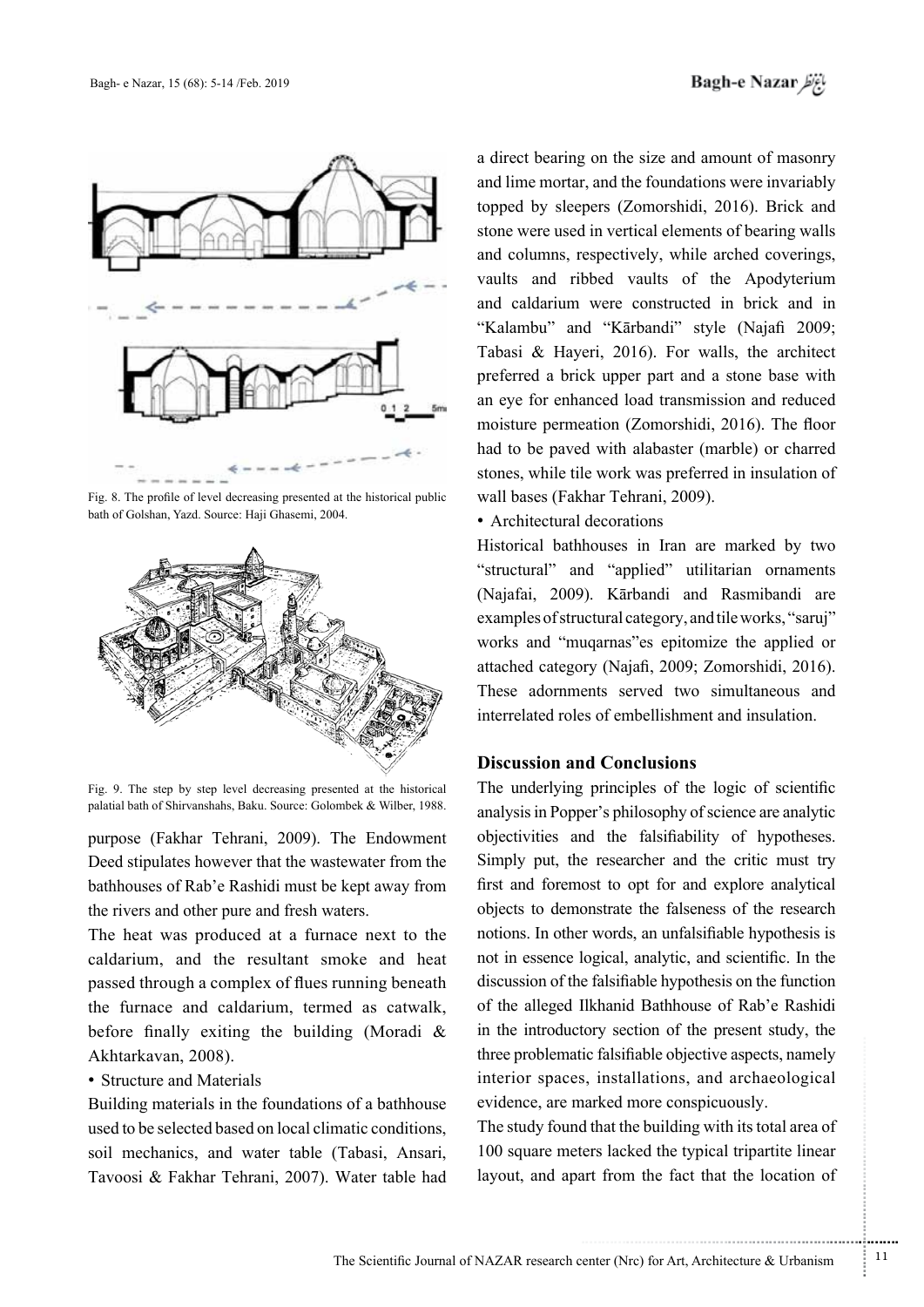Fig. 8. The profile of level decreasing presented at the historical public bath of Golshan, Yazd. Source: Haji Ghasemi, 2004.

Fig. 9. The step by step level decreasing presented at the historical palatial bath of Shirvanshahs, Baku. Source: Golombek & Wilber, 1988.

purpose (Fakhar Tehrani, 2009). The Endowment Deed stipulates however that the wastewater from the bathhouses of Rab'e Rashidi must be kept away from the rivers and other pure and fresh waters.

The heat was produced at a furnace next to the caldarium, and the resultant smoke and heat passed through a complex of flues running beneath the furnace and caldarium, termed as catwalk, before finally exiting the building (Moradi & Akhtarkavan, 2008).

- Structure and Materials

Building materials in the foundations of a bathhouse used to be selected based on local climatic conditions, soil mechanics, and water table (Tabasi, Ansari, Tavoosi & Fakhar Tehrani, 2007). Water table had a direct bearing on the size and amount of masonry and lime mortar, and the foundations were invariably topped by sleepers (Zomorshidi, 2016). Brick and stone were used in vertical elements of bearing walls and columns, respectively, while arched coverings, vaults and ribbed vaults of the Apodyterium and caldarium were constructed in brick and in "Kalambu" and "Kārbandi" style (Najafi 2009; Tabasi & Hayeri, 2016). For walls, the architect preferred a brick upper part and a stone base with an eye for enhanced load transmission and reduced moisture permeation (Zomorshidi, 2016). The floor had to be paved with alabaster (marble) or charred stones, while tile work was preferred in insulation of wall bases (Fakhar Tehrani, 2009).

- Architectural decorations

Historical bathhouses in Iran are marked by two "structural" and "applied" utilitarian ornaments (Najafai, 2009). Kārbandi and Rasmibandi are examples of structural category, and tile works, "saruj" works and "muqarnas"es epitomize the applied or attached category (Najafi, 2009; Zomorshidi, 2016). These adornments served two simultaneous and interrelated roles of embellishment and insulation.

## Discussion and Conclusions

The underlying principles of the logic of scientific analysis in Popper's philosophy of science are analytic objectivities and the falsifiability of hypotheses. Simply put, the researcher and the critic must try first and foremost to opt for and explore analytical objects to demonstrate the falseness of the research notions. In other words, an unfalsifiable hypothesis is not in essence logical, analytic, and scientific. In the discussion of the falsifiable hypothesis on the function of the alleged Ilkhanid Bathhouse of Rab'e Rashidi in the introductory section of the present study, the three problematic falsifiable objective aspects, namely interior spaces, installations, and archaeological evidence, are marked more conspicuously.

The study found that the building with its total area of 100 square meters lacked the typical tripartite linear layout, and apart from the fact that the location of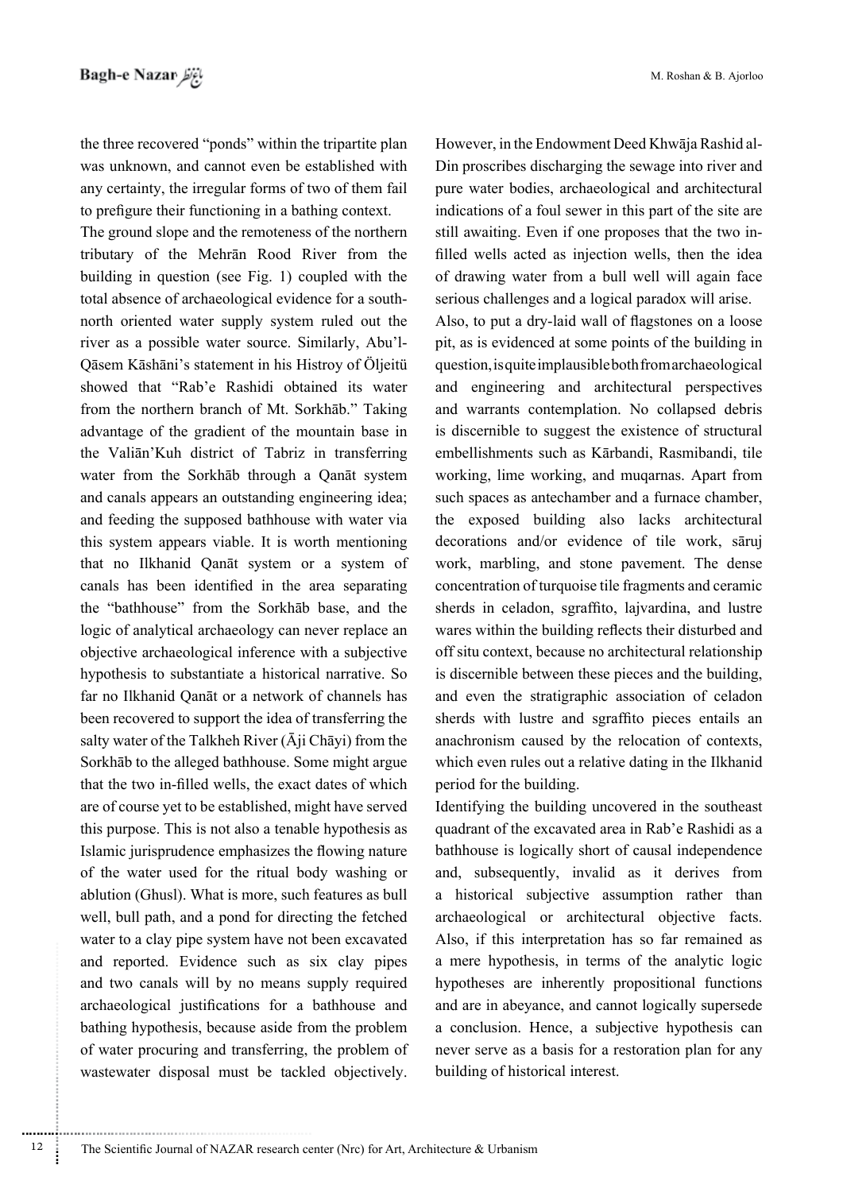the three recovered "ponds" within the tripartite plan was unknown, and cannot even be established with any certainty, the irregular forms of two of them fail to prefigure their functioning in a bathing context.

The ground slope and the remoteness of the northern tributary of the Mehrān Rood River from the building in question (see Fig. 1) coupled with the total absence of archaeological evidence for a south-north oriented water supply system ruled out the river as a possible water source. Similarly, Abu'l-Qāsem Kāshāni's statement in his Histroy of Öljeitü showed that "Rab'e Rashidi obtained its water from the northern branch of Mt. Sorkhāb." Taking advantage of the gradient of the mountain base in the Valiān'Kuh district of Tabriz in transferring water from the Sorkhāb through a Qanāt system and canals appears an outstanding engineering idea; and feeding the supposed bathhouse with water via this system appears viable. It is worth mentioning that no Ilkhanid Qanāt system or a system of canals has been identified in the area separating the "bathhouse" from the Sorkhāb base, and the logic of analytical archaeology can never replace an objective archaeological inference with a subjective hypothesis to substantiate a historical narrative. So far no Ilkhanid Qanāt or a network of channels has been recovered to support the idea of transferring the salty water of the Talkheh River (Āji Chāyi) from the Sorkhāb to the alleged bathhouse. Some might argue that the two in-filled wells, the exact dates of which are of course yet to be established, might have served this purpose. This is not also a tenable hypothesis as Islamic jurisprudence emphasizes the flowing nature of the water used for the ritual body washing or ablution (Ghusl). What is more, such features as bull well, bull path, and a pond for directing the fetched water to a clay pipe system have not been excavated and reported. Evidence such as six clay pipes and two canals will by no means supply required archaeological justifications for a bathhouse and bathing hypothesis, because aside from the problem of water procuring and transferring, the problem of wastewater disposal must be tackled objectively. However, in the Endowment Deed Khwāja Rashid al-Din proscribes discharging the sewage into river and pure water bodies, archaeological and architectural indications of a foul sewer in this part of the site are still awaiting. Even if one proposes that the two in-filled wells acted as injection wells, then the idea of drawing water from a bull well will again face serious challenges and a logical paradox will arise.

Also, to put a dry-laid wall of flagstones on a loose pit, as is evidenced at some points of the building in question, is quite implausible both from archaeological and engineering and architectural perspectives and warrants contemplation. No collapsed debris is discernible to suggest the existence of structural embellishments such as Kārbandi, Rasmibandi, tile working, lime working, and muqarnas. Apart from such spaces as antechamber and a furnace chamber, the exposed building also lacks architectural decorations and/or evidence of tile work, sāruj work, marbling, and stone pavement. The dense concentration of turquoise tile fragments and ceramic sherds in celadon, sgraffito, lajvardina, and lustre wares within the building reflects their disturbed and off situ context, because no architectural relationship is discernible between these pieces and the building, and even the stratigraphic association of celadon sherds with lustre and sgraffito pieces entails an anachronism caused by the relocation of contexts, which even rules out a relative dating in the Ilkhanid period for the building.

Identifying the building uncovered in the southeast quadrant of the excavated area in Rab'e Rashidi as a bathhouse is logically short of causal independence and, subsequently, invalid as it derives from a historical subjective assumption rather than archaeological or architectural objective facts. Also, if this interpretation has so far remained as a mere hypothesis, in terms of the analytic logic hypotheses are inherently propositional functions and are in abeyance, and cannot logically supersede a conclusion. Hence, a subjective hypothesis can never serve as a basis for a restoration plan for any building of historical interest.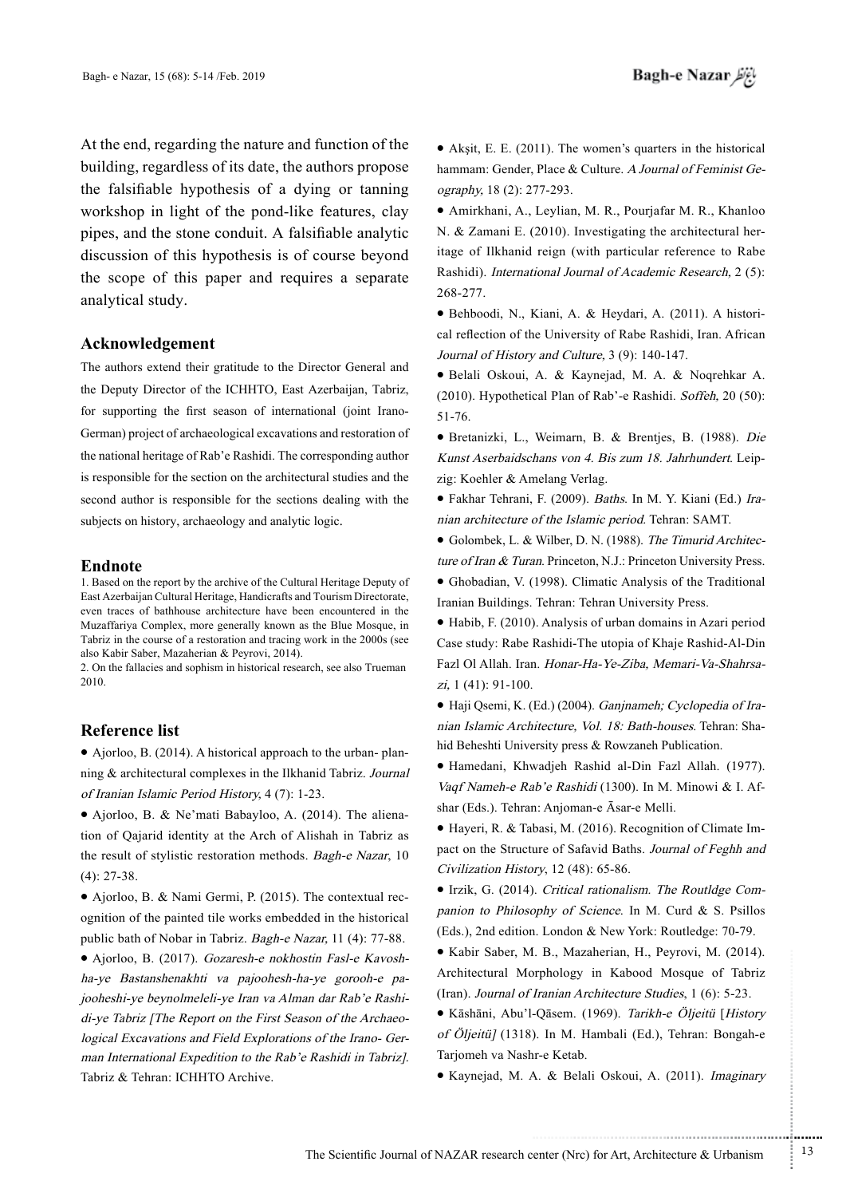At the end, regarding the nature and function of the building, regardless of its date, the authors propose the falsifiable hypothesis of a dying or tanning workshop in light of the pond-like features, clay pipes, and the stone conduit. A falsifiable analytic discussion of this hypothesis is of course beyond the scope of this paper and requires a separate analytical study.

### Acknowledgement

The authors extend their gratitude to the Director General and the Deputy Director of the ICHHTO, East Azerbaijan, Tabriz, for supporting the first season of international (joint Irano-German) project of archaeological excavations and restoration of the national heritage of Rab'e Rashidi. The corresponding author is responsible for the section on the architectural studies and the second author is responsible for the sections dealing with the subjects on history, archaeology and analytic logic.

### Endnote

1. Based on the report by the archive of the Cultural Heritage Deputy of East Azerbaijan Cultural Heritage, Handicrafts and Tourism Directorate, even traces of bathhouse architecture have been encountered in the Muzaffariya Complex, more generally known as the Blue Mosque, in Tabriz in the course of a restoration and tracing work in the 2000s (see also Kabir Saber, Mazaherian & Peyrovi, 2014).
2. On the fallacies and sophism in historical research, see also Trueman 2010.

### Reference list

- Ajorloo, B. (2014). A historical approach to the urban- planning & architectural complexes in the Ilkhanid Tabriz. *Journal of Iranian Islamic Period History,* 4 (7): 1-23.
- Ajorloo, B. & Ne'mati Babayloo, A. (2014). The alienation of Qajarid identity at the Arch of Alishah in Tabriz as the result of stylistic restoration methods. *Bagh-e Nazar*, 10 (4): 27-38.
- Ajorloo, B. & Nami Germi, P. (2015). The contextual recognition of the painted tile works embedded in the historical public bath of Nobar in Tabriz. *Bagh-e Nazar,* 11 (4): 77-88.
- Ajorloo, B. (2017). *Gozaresh-e nokhostin Fasl-e Kavosh-ha-ye Bastanshenakhti va pajoohesh-ha-ye gorooh-e pajooheshi-ye beynolmeleli-ye Iran va Alman dar Rab'e Rashidi-ye Tabriz [The Report on the First Season of the Archaeological Excavations and Field Explorations of the Irano- German International Expedition to the Rab'e Rashidi in Tabriz].* Tabriz & Tehran: ICHHTO Archive.
- Akşit, E. E. (2011). The women's quarters in the historical hammam: Gender, Place & Culture. *A Journal of Feminist Geography,* 18 (2): 277-293.
- Amirkhani, A., Leylian, M. R., Pourjafar M. R., Khanloo N. & Zamani E. (2010). Investigating the architectural heritage of Ilkhanid reign (with particular reference to Rabe Rashidi). *International Journal of Academic Research,* 2 (5): 268-277.
- Behboodi, N., Kiani, A. & Heydari, A. (2011). A historical reflection of the University of Rabe Rashidi, Iran. African *Journal of History and Culture,* 3 (9): 140-147.
- Belali Oskoui, A. & Kaynejad, M. A. & Noqrehkar A. (2010). Hypothetical Plan of Rab'-e Rashidi. *Soffeh,* 20 (50): 51-76.
- Bretanizki, L., Weimarn, B. & Brentjes, B. (1988). *Die Kunst Aserbaidschans von 4. Bis zum 18. Jahrhundert*. Leipzig: Koehler & Amelang Verlag.
- Fakhar Tehrani, F. (2009). *Baths*. In M. Y. Kiani (Ed.) *Iranian architecture of the Islamic period*. Tehran: SAMT.
- Golombek, L. & Wilber, D. N. (1988). *The Timurid Architecture of Iran & Turan*. Princeton, N.J.: Princeton University Press.
- Ghobadian, V. (1998). Climatic Analysis of the Traditional Iranian Buildings. Tehran: Tehran University Press.
- Habib, F. (2010). Analysis of urban domains in Azari period Case study: Rabe Rashidi-The utopia of Khaje Rashid-Al-Din Fazl Ol Allah. Iran. *Honar-Ha-Ye-Ziba, Memari-Va-Shahrsazi*, 1 (41): 91-100.
- Haji Qsemi, K. (Ed.) (2004). *Ganjnameh; Cyclopedia of Iranian Islamic Architecture, Vol. 18: Bath-houses*. Tehran: Shahid Beheshti University press & Rowzaneh Publication.
- Hamedani, Khwadjeh Rashid al-Din Fazl Allah. (1977). *Vaqf Nameh-e Rab'e Rashidi* (1300). In M. Minowi & I. Afshar (Eds.). Tehran: Anjoman-e Āsar-e Melli.
- Hayeri, R. & Tabasi, M. (2016). Recognition of Climate Impact on the Structure of Safavid Baths. *Journal of Feghh and Civilization History*, 12 (48): 65-86.
- Irzik, G. (2014). *Critical rationalism. The Routldge Companion to Philosophy of Science*. In M. Curd & S. Psillos (Eds.), 2nd edition. London & New York: Routledge: 70-79.
- Kabir Saber, M. B., Mazaherian, H., Peyrovi, M. (2014). Architectural Morphology in Kabood Mosque of Tabriz (Iran). *Journal of Iranian Architecture Studies*, 1 (6): 5-23.
- Kāshāni, Abu'l-Qāsem. (1969). *Tarikh-e Öljeitü* [*History of Öljeitü]* (1318). In M. Hambali (Ed.), Tehran: Bongah-e Tarjomeh va Nashr-e Ketab.
- Kaynejad, M. A. & Belali Oskoui, A. (2011). *Imaginary*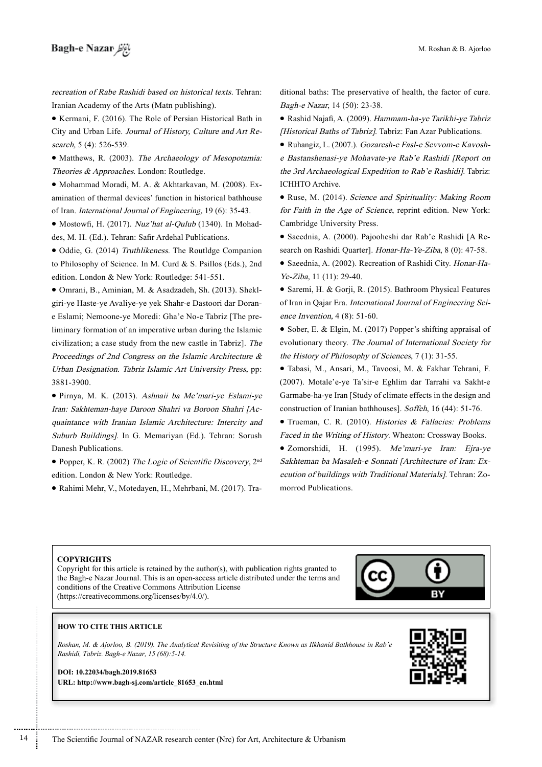*recreation of Rabe Rashidi based on historical texts*. Tehran: Iranian Academy of the Arts (Matn publishing).

- Kermani, F. (2016). The Role of Persian Historical Bath in City and Urban Life. *Journal of History, Culture and Art Research*, 5 (4): 526-539.
- Matthews, R. (2003). *The Archaeology of Mesopotamia: Theories & Approaches*. London: Routledge.
- Mohammad Moradi, M. A. & Akhtarkavan, M. (2008). Examination of thermal devices' function in historical bathhouse of Iran. *International Journal of Engineering*, 19 (6): 35-43.
- Mostowfi, H. (2017). *Nuz'hat al-Qulub* (1340). In Mohaddes, M. H. (Ed.). Tehran: Safir Ardehal Publications.
- Oddie, G. (2014) *Truthlikeness*. The Routldge Companion to Philosophy of Science. In M. Curd & S. Psillos (Eds.), 2nd edition. London & New York: Routledge: 541-551.
- Omrani, B., Aminian, M. & Asadzadeh, Sh. (2013). Sheklgiri-ye Haste-ye Avaliye-ye yek Shahr-e Dastoori dar Doran-e Eslami; Nemoone-ye Moredi: Gha'e No-e Tabriz [The preliminary formation of an imperative urban during the Islamic civilization; a case study from the new castle in Tabriz]. *The Proceedings of 2nd Congress on the Islamic Architecture & Urban Designation. Tabriz Islamic Art University Press*, pp: 3881-3900.
- Pirnya, M. K. (2013). *Ashnaii ba Me'mari-ye Eslami-ye Iran: Sakhteman-haye Daroon Shahri va Boroon Shahri [Acquaintance with Iranian Islamic Architecture: Intercity and Suburb Buildings]*. In G. Memariyan (Ed.). Tehran: Sorush Danesh Publications.
- Popper, K. R. (2002) *The Logic of Scientific Discovery*, 2nd edition. London & New York: Routledge.
- Rahimi Mehr, V., Motedayen, H., Mehrbani, M. (2017). Traditional baths: The preservative of health, the factor of cure. *Bagh-e Nazar*, 14 (50): 23-38.
- Rashid Najafi, A. (2009). *Hammam-ha-ye Tarikhi-ye Tabriz [Historical Baths of Tabriz]*. Tabriz: Fan Azar Publications.
- Ruhangiz, L. (2007.). *Gozaresh-e Fasl-e Sevvom-e Kavosh-e Bastanshenasi-ye Mohavate-ye Rab'e Rashidi [Report on the 3rd Archaeological Expedition to Rab'e Rashidi]*. Tabriz: ICHHTO Archive.
- Ruse, M. (2014). *Science and Spirituality: Making Room for Faith in the Age of Science*, reprint edition. New York: Cambridge University Press.
- Saeednia, A. (2000). Pajooheshi dar Rab'e Rashidi [A Research on Rashidi Quarter]. *Honar-Ha-Ye-Ziba*, 8 (0): 47-58.
- Saeednia, A. (2002). Recreation of Rashidi City. *Honar-Ha-Ye-Ziba*, 11 (11): 29-40.
- Saremi, H. & Gorji, R. (2015). Bathroom Physical Features of Iran in Qajar Era. *International Journal of Engineering Science Invention*, 4 (8): 51-60.
- Sober, E. & Elgin, M. (2017) Popper's shifting appraisal of evolutionary theory. *The Journal of International Society for the History of Philosophy of Sciences*, 7 (1): 31-55.
- Tabasi, M., Ansari, M., Tavoosi, M. & Fakhar Tehrani, F. (2007). Motale'e-ye Ta'sir-e Eghlim dar Tarrahi va Sakht-e Garmabe-ha-ye Iran [Study of climate effects in the design and construction of Iranian bathhouses]. *Soffeh*, 16 (44): 51-76.
- Trueman, C. R. (2010). *Histories & Fallacies: Problems Faced in the Writing of History*. Wheaton: Crossway Books.
- Zomorshidi, H. (1995). *Me'mari-ye Iran: Ejra-ye Sakhteman ba Masaleh-e Sonnati [Architecture of Iran: Execution of buildings with Traditional Materials]*. Tehran: Zomorrod Publications.

**COPYRIGHTS**

Copyright for this article is retained by the author(s), with publication rights granted to the Bagh-e Nazar Journal. This is an open-access article distributed under the terms and conditions of the Creative Commons Attribution License (https://creativecommons.org/licenses/by/4.0/).

**HOW TO CITE THIS ARTICLE**

*Roshan, M. & Ajorloo, B. (2019). The Analytical Revisiting of the Structure Known as Ilkhanid Bathhouse in Rab'e Rashidi, Tabriz. Bagh-e Nazar, 15 (68):5-14.*

**DOI: 10.22034/bagh.2019.81653**

**URL: http://www.bagh-sj.com/article_81653_en.html**